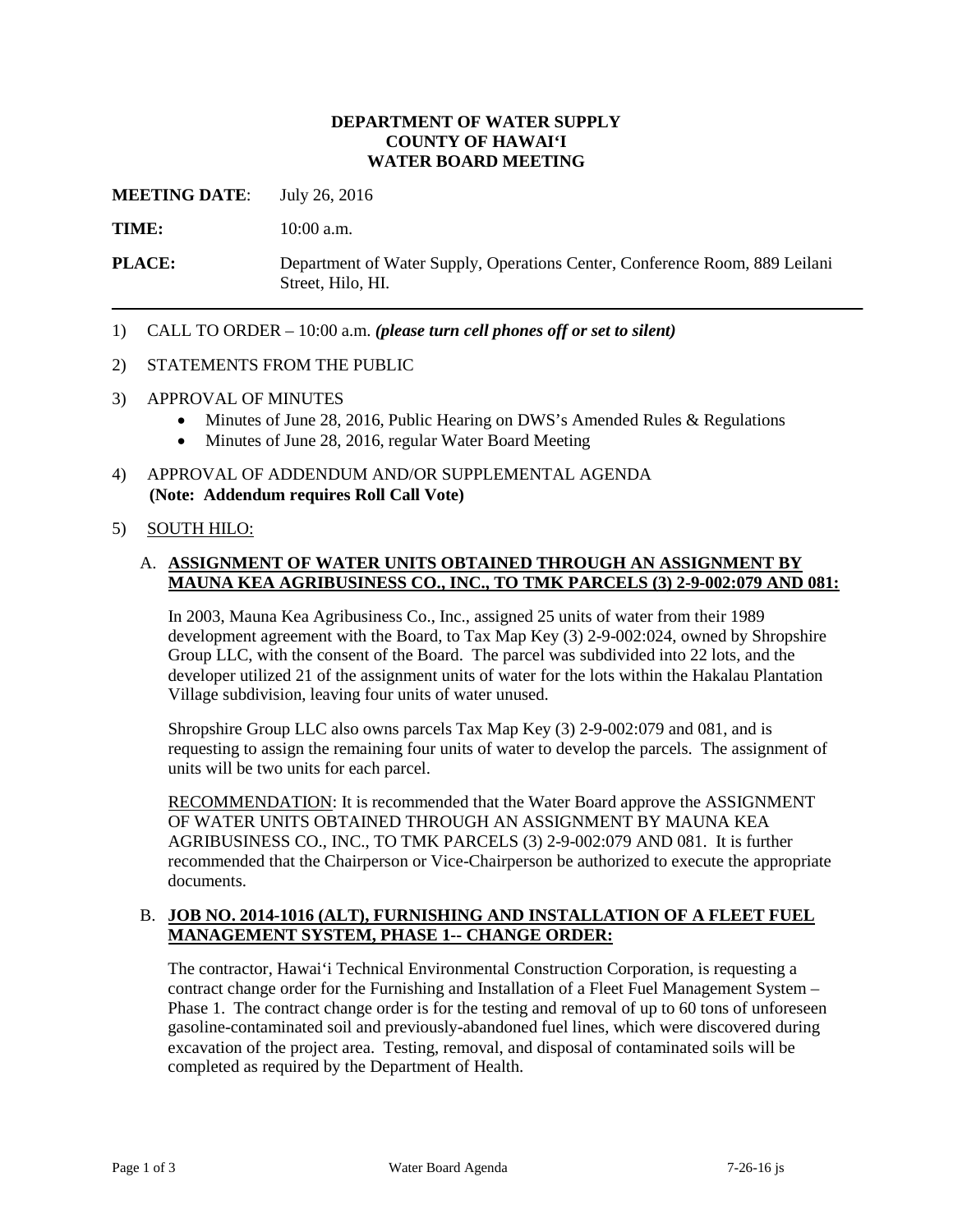**DEPARTMENT OF WATER SUPPLY**
**COUNTY OF HAWAI'I**
**WATER BOARD MEETING**

**MEETING DATE**: July 26, 2016

**TIME:** 10:00 a.m.

**PLACE:** Department of Water Supply, Operations Center, Conference Room, 889 Leilani Street, Hilo, HI.

---

1) CALL TO ORDER – 10:00 a.m. ***(please turn cell phones off or set to silent)***

2) STATEMENTS FROM THE PUBLIC

3) APPROVAL OF MINUTES
   - Minutes of June 28, 2016, Public Hearing on DWS's Amended Rules & Regulations
   - Minutes of June 28, 2016, regular Water Board Meeting

4) APPROVAL OF ADDENDUM AND/OR SUPPLEMENTAL AGENDA
   **(Note: Addendum requires Roll Call Vote)**

5) SOUTH HILO:

   A. **ASSIGNMENT OF WATER UNITS OBTAINED THROUGH AN ASSIGNMENT BY MAUNA KEA AGRIBUSINESS CO., INC., TO TMK PARCELS (3) 2-9-002:079 AND 081:**

   In 2003, Mauna Kea Agribusiness Co., Inc., assigned 25 units of water from their 1989 development agreement with the Board, to Tax Map Key (3) 2-9-002:024, owned by Shropshire Group LLC, with the consent of the Board. The parcel was subdivided into 22 lots, and the developer utilized 21 of the assignment units of water for the lots within the Hakalau Plantation Village subdivision, leaving four units of water unused.

   Shropshire Group LLC also owns parcels Tax Map Key (3) 2-9-002:079 and 081, and is requesting to assign the remaining four units of water to develop the parcels. The assignment of units will be two units for each parcel.

   RECOMMENDATION: It is recommended that the Water Board approve the ASSIGNMENT OF WATER UNITS OBTAINED THROUGH AN ASSIGNMENT BY MAUNA KEA AGRIBUSINESS CO., INC., TO TMK PARCELS (3) 2-9-002:079 AND 081. It is further recommended that the Chairperson or Vice-Chairperson be authorized to execute the appropriate documents.

   B. **JOB NO. 2014-1016 (ALT), FURNISHING AND INSTALLATION OF A FLEET FUEL MANAGEMENT SYSTEM, PHASE 1-- CHANGE ORDER:**

   The contractor, Hawai'i Technical Environmental Construction Corporation, is requesting a contract change order for the Furnishing and Installation of a Fleet Fuel Management System – Phase 1. The contract change order is for the testing and removal of up to 60 tons of unforeseen gasoline-contaminated soil and previously-abandoned fuel lines, which were discovered during excavation of the project area. Testing, removal, and disposal of contaminated soils will be completed as required by the Department of Health.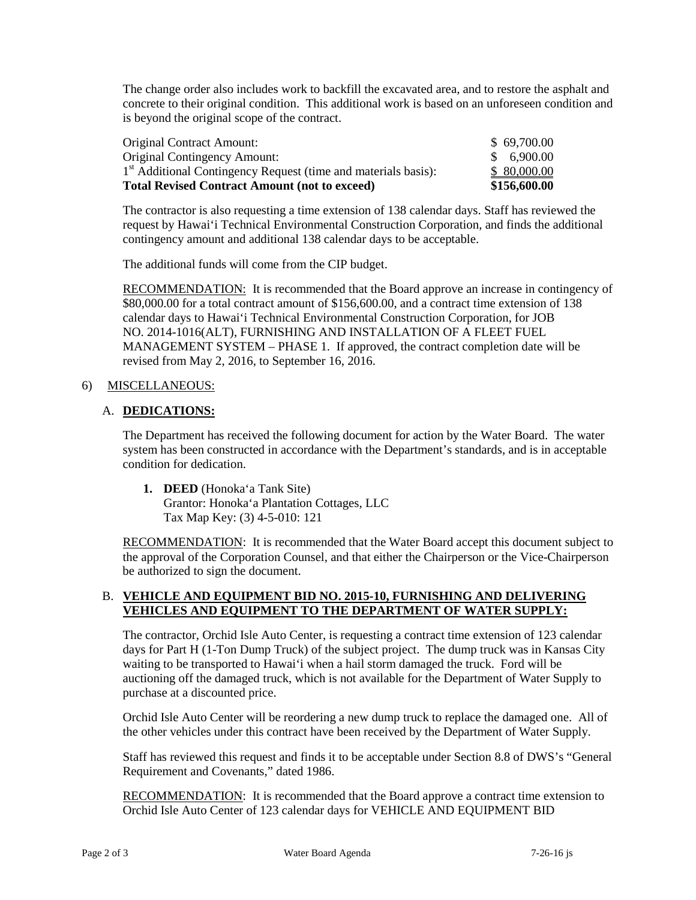The change order also includes work to backfill the excavated area, and to restore the asphalt and concrete to their original condition. This additional work is based on an unforeseen condition and is beyond the original scope of the contract.

| | |
|---|---|
| Original Contract Amount: | $ 69,700.00 |
| Original Contingency Amount: | $ 6,900.00 |
| 1st Additional Contingency Request (time and materials basis): | $ 80,000.00 |
| **Total Revised Contract Amount (not to exceed)** | **$156,600.00** |

The contractor is also requesting a time extension of 138 calendar days. Staff has reviewed the request by Hawai‘i Technical Environmental Construction Corporation, and finds the additional contingency amount and additional 138 calendar days to be acceptable.

The additional funds will come from the CIP budget.

RECOMMENDATION: It is recommended that the Board approve an increase in contingency of $80,000.00 for a total contract amount of $156,600.00, and a contract time extension of 138 calendar days to Hawai‘i Technical Environmental Construction Corporation, for JOB NO. 2014-1016(ALT), FURNISHING AND INSTALLATION OF A FLEET FUEL MANAGEMENT SYSTEM – PHASE 1. If approved, the contract completion date will be revised from May 2, 2016, to September 16, 2016.

6) MISCELLANEOUS:

A. **DEDICATIONS:**

The Department has received the following document for action by the Water Board. The water system has been constructed in accordance with the Department's standards, and is in acceptable condition for dedication.

1. **DEED** (Honoka‘a Tank Site)
   Grantor: Honoka‘a Plantation Cottages, LLC
   Tax Map Key: (3) 4-5-010: 121

RECOMMENDATION: It is recommended that the Water Board accept this document subject to the approval of the Corporation Counsel, and that either the Chairperson or the Vice-Chairperson be authorized to sign the document.

B. **VEHICLE AND EQUIPMENT BID NO. 2015-10, FURNISHING AND DELIVERING VEHICLES AND EQUIPMENT TO THE DEPARTMENT OF WATER SUPPLY:**

The contractor, Orchid Isle Auto Center, is requesting a contract time extension of 123 calendar days for Part H (1-Ton Dump Truck) of the subject project. The dump truck was in Kansas City waiting to be transported to Hawai‘i when a hail storm damaged the truck. Ford will be auctioning off the damaged truck, which is not available for the Department of Water Supply to purchase at a discounted price.

Orchid Isle Auto Center will be reordering a new dump truck to replace the damaged one. All of the other vehicles under this contract have been received by the Department of Water Supply.

Staff has reviewed this request and finds it to be acceptable under Section 8.8 of DWS's "General Requirement and Covenants," dated 1986.

RECOMMENDATION: It is recommended that the Board approve a contract time extension to Orchid Isle Auto Center of 123 calendar days for VEHICLE AND EQUIPMENT BID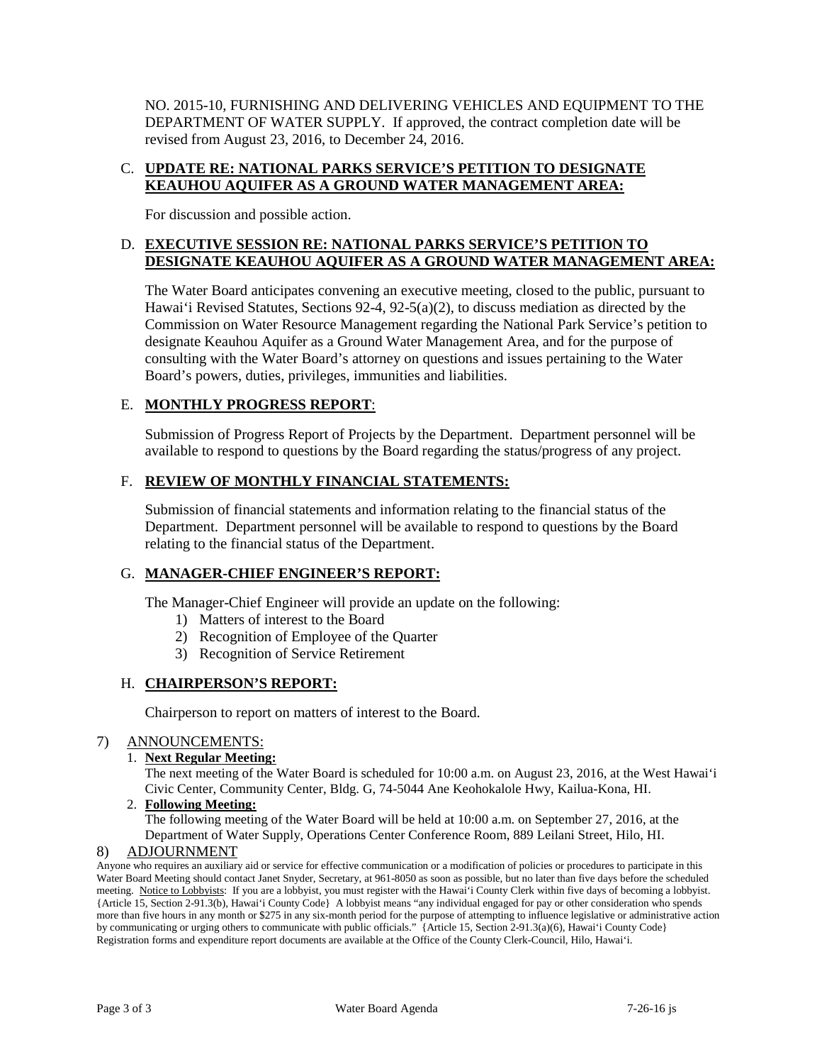NO. 2015-10, FURNISHING AND DELIVERING VEHICLES AND EQUIPMENT TO THE DEPARTMENT OF WATER SUPPLY. If approved, the contract completion date will be revised from August 23, 2016, to December 24, 2016.

C. **UPDATE RE: NATIONAL PARKS SERVICE'S PETITION TO DESIGNATE KEAUHOU AQUIFER AS A GROUND WATER MANAGEMENT AREA:**

For discussion and possible action.

D. **EXECUTIVE SESSION RE: NATIONAL PARKS SERVICE'S PETITION TO DESIGNATE KEAUHOU AQUIFER AS A GROUND WATER MANAGEMENT AREA:**

The Water Board anticipates convening an executive meeting, closed to the public, pursuant to Hawai'i Revised Statutes, Sections 92-4, 92-5(a)(2), to discuss mediation as directed by the Commission on Water Resource Management regarding the National Park Service's petition to designate Keauhou Aquifer as a Ground Water Management Area, and for the purpose of consulting with the Water Board's attorney on questions and issues pertaining to the Water Board's powers, duties, privileges, immunities and liabilities.

E. **MONTHLY PROGRESS REPORT**:

Submission of Progress Report of Projects by the Department. Department personnel will be available to respond to questions by the Board regarding the status/progress of any project.

F. **REVIEW OF MONTHLY FINANCIAL STATEMENTS:**

Submission of financial statements and information relating to the financial status of the Department. Department personnel will be available to respond to questions by the Board relating to the financial status of the Department.

G. **MANAGER-CHIEF ENGINEER'S REPORT:**

The Manager-Chief Engineer will provide an update on the following:

1) Matters of interest to the Board
2) Recognition of Employee of the Quarter
3) Recognition of Service Retirement

H. **CHAIRPERSON'S REPORT:**

Chairperson to report on matters of interest to the Board.

7) ANNOUNCEMENTS:

1. **Next Regular Meeting:**
The next meeting of the Water Board is scheduled for 10:00 a.m. on August 23, 2016, at the West Hawai'i Civic Center, Community Center, Bldg. G, 74-5044 Ane Keohokalole Hwy, Kailua-Kona, HI.

2. **Following Meeting:**
The following meeting of the Water Board will be held at 10:00 a.m. on September 27, 2016, at the Department of Water Supply, Operations Center Conference Room, 889 Leilani Street, Hilo, HI.

8) ADJOURNMENT

Anyone who requires an auxiliary aid or service for effective communication or a modification of policies or procedures to participate in this Water Board Meeting should contact Janet Snyder, Secretary, at 961-8050 as soon as possible, but no later than five days before the scheduled meeting. Notice to Lobbyists: If you are a lobbyist, you must register with the Hawai'i County Clerk within five days of becoming a lobbyist. {Article 15, Section 2-91.3(b), Hawai'i County Code} A lobbyist means "any individual engaged for pay or other consideration who spends more than five hours in any month or $275 in any six-month period for the purpose of attempting to influence legislative or administrative action by communicating or urging others to communicate with public officials." {Article 15, Section 2-91.3(a)(6), Hawai'i County Code} Registration forms and expenditure report documents are available at the Office of the County Clerk-Council, Hilo, Hawai'i.